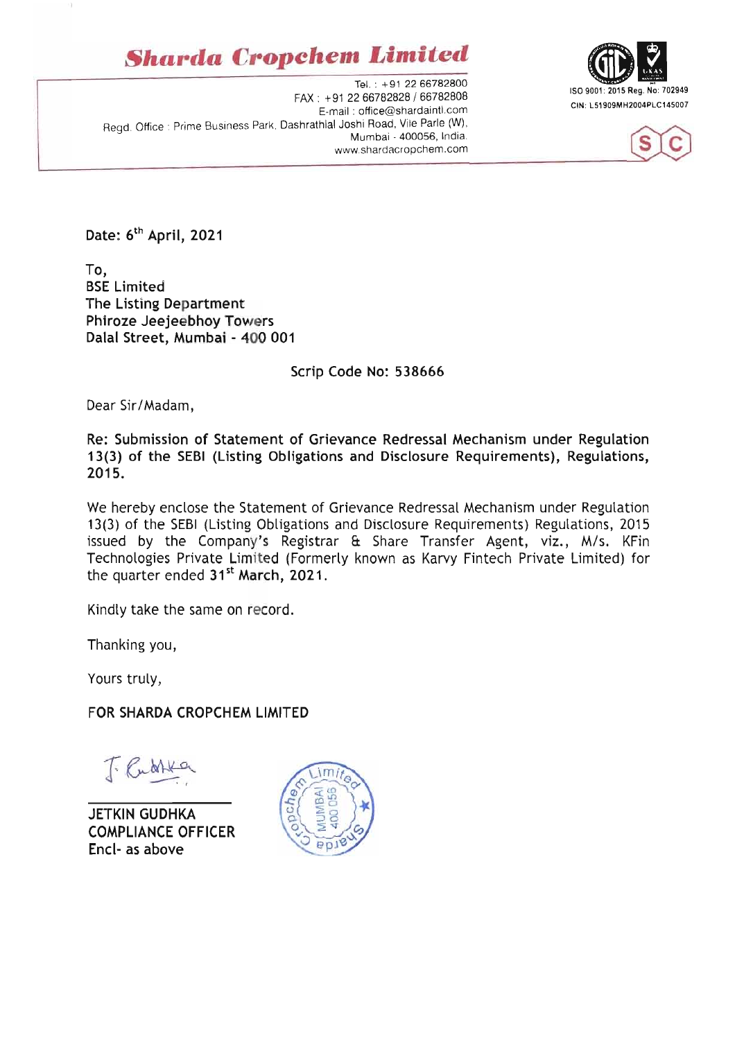# Sharda Cropchem Limited

Tel. : +91 22 66782800
FAX : +91 22 66782828 / 66782808
E-mail : office@shardaintl.com
Regd. Office : Prime Business Park, Dashrathlal Joshi Road, Vile Parle (W), Mumbai - 400056, India.
www.shardacropchem.com

ISO 9001: 2015 Reg. No: 702949
CIN: L51909MH2004PLC145007

Date: 6th April, 2021

To,
BSE Limited
The Listing Department
Phiroze Jeejeebhoy Towers
Dalal Street, Mumbai - 400 001

Scrip Code No: 538666

Dear Sir/Madam,

**Re: Submission of Statement of Grievance Redressal Mechanism under Regulation 13(3) of the SEBI (Listing Obligations and Disclosure Requirements), Regulations, 2015.**

We hereby enclose the Statement of Grievance Redressal Mechanism under Regulation 13(3) of the SEBI (Listing Obligations and Disclosure Requirements) Regulations, 2015 issued by the Company's Registrar & Share Transfer Agent, viz., M/s. KFin Technologies Private Limited (Formerly known as Karvy Fintech Private Limited) for the quarter ended 31st March, 2021.

Kindly take the same on record.

Thanking you,

Yours truly,

FOR SHARDA CROPCHEM LIMITED

JETKIN GUDHKA
COMPLIANCE OFFICER
Encl- as above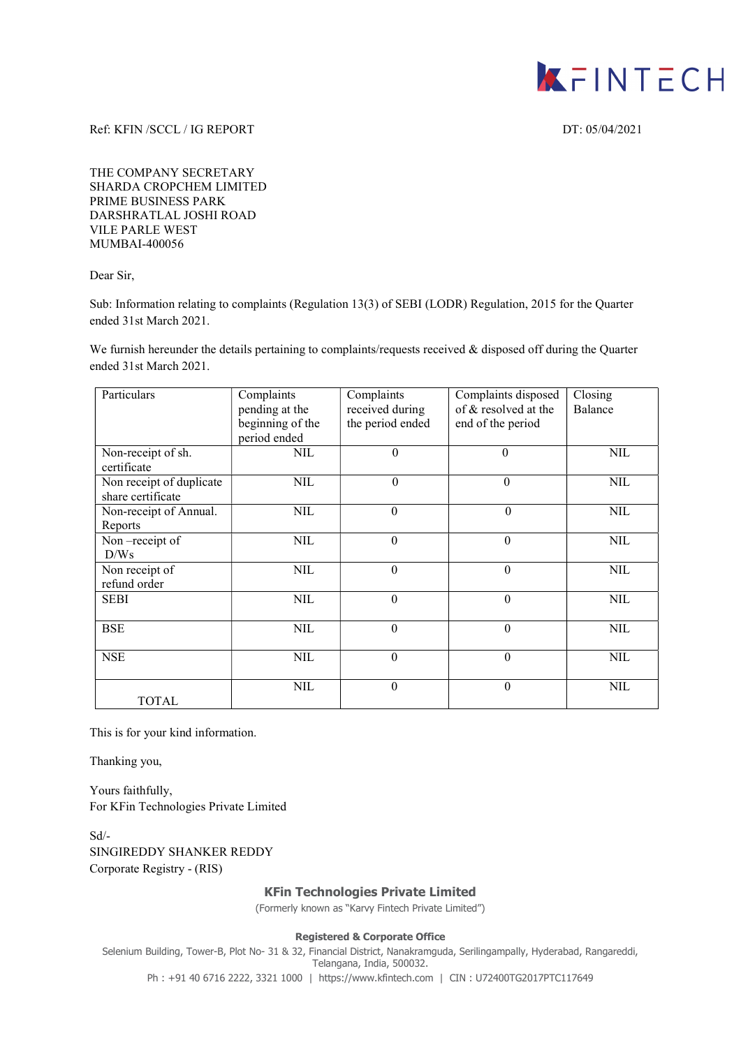KFINTECH

Ref: KFIN /SCCL / IG REPORT DT: 05/04/2021

THE COMPANY SECRETARY
SHARDA CROPCHEM LIMITED
PRIME BUSINESS PARK
DARSHRATLAL JOSHI ROAD
VILE PARLE WEST
MUMBAI-400056

Dear Sir,

Sub: Information relating to complaints (Regulation 13(3) of SEBI (LODR) Regulation, 2015 for the Quarter ended 31st March 2021.

We furnish hereunder the details pertaining to complaints/requests received & disposed off during the Quarter ended 31st March 2021.

| Particulars | Complaints pending at the beginning of the period ended | Complaints received during the period ended | Complaints disposed of & resolved at the end of the period | Closing Balance |
|---|---|---|---|---|
| Non-receipt of sh. certificate | NIL | 0 | 0 | NIL |
| Non receipt of duplicate share certificate | NIL | 0 | 0 | NIL |
| Non-receipt of Annual. Reports | NIL | 0 | 0 | NIL |
| Non –receipt of D/Ws | NIL | 0 | 0 | NIL |
| Non receipt of refund order | NIL | 0 | 0 | NIL |
| SEBI | NIL | 0 | 0 | NIL |
| BSE | NIL | 0 | 0 | NIL |
| NSE | NIL | 0 | 0 | NIL |
| TOTAL | NIL | 0 | 0 | NIL |

This is for your kind information.

Thanking you,

Yours faithfully,
For KFin Technologies Private Limited

Sd/-
SINGIREDDY SHANKER REDDY
Corporate Registry - (RIS)

**KFin Technologies Private Limited**
(Formerly known as "Karvy Fintech Private Limited")

**Registered & Corporate Office**
Selenium Building, Tower-B, Plot No- 31 & 32, Financial District, Nanakramguda, Serilingampally, Hyderabad, Rangareddi, Telangana, India, 500032.
Ph : +91 40 6716 2222, 3321 1000 | https://www.kfintech.com | CIN : U72400TG2017PTC117649